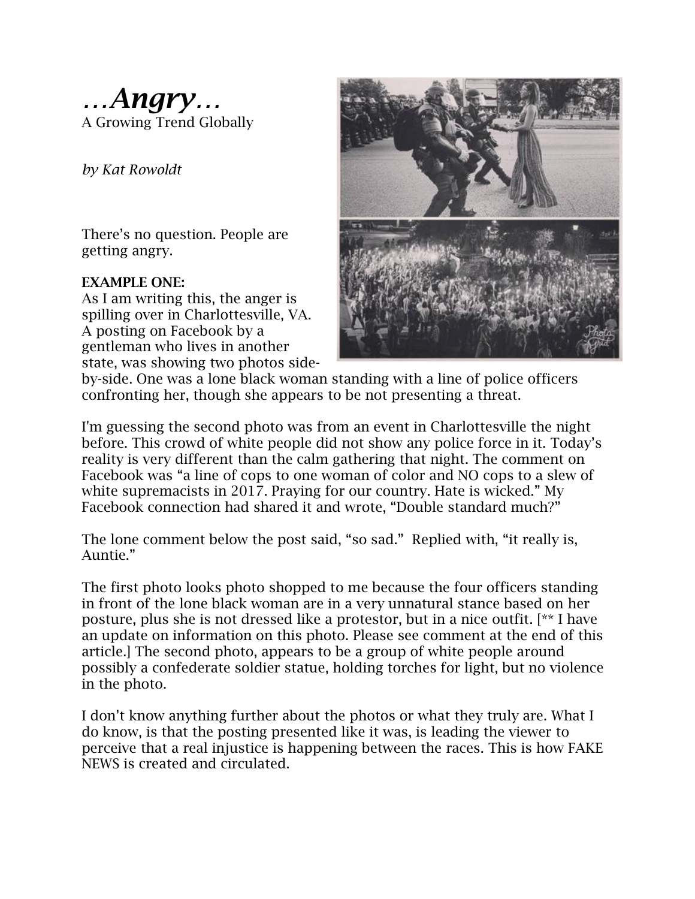# *…Angry…*

A Growing Trend Globally

*by Kat Rowoldt*

There's no question. People are getting angry.

**EXAMPLE ONE:**

As I am writing this, the anger is spilling over in Charlottesville, VA. A posting on Facebook by a gentleman who lives in another state, was showing two photos side-by-side. One was a lone black woman standing with a line of police officers confronting her, though she appears to be not presenting a threat.

I'm guessing the second photo was from an event in Charlottesville the night before. This crowd of white people did not show any police force in it. Today's reality is very different than the calm gathering that night. The comment on Facebook was "a line of cops to one woman of color and NO cops to a slew of white supremacists in 2017. Praying for our country. Hate is wicked." My Facebook connection had shared it and wrote, "Double standard much?"

The lone comment below the post said, "so sad." Replied with, "it really is, Auntie."

The first photo looks photo shopped to me because the four officers standing in front of the lone black woman are in a very unnatural stance based on her posture, plus she is not dressed like a protestor, but in a nice outfit. [** I have an update on information on this photo. Please see comment at the end of this article.] The second photo, appears to be a group of white people around possibly a confederate soldier statue, holding torches for light, but no violence in the photo.

I don't know anything further about the photos or what they truly are. What I do know, is that the posting presented like it was, is leading the viewer to perceive that a real injustice is happening between the races. This is how FAKE NEWS is created and circulated.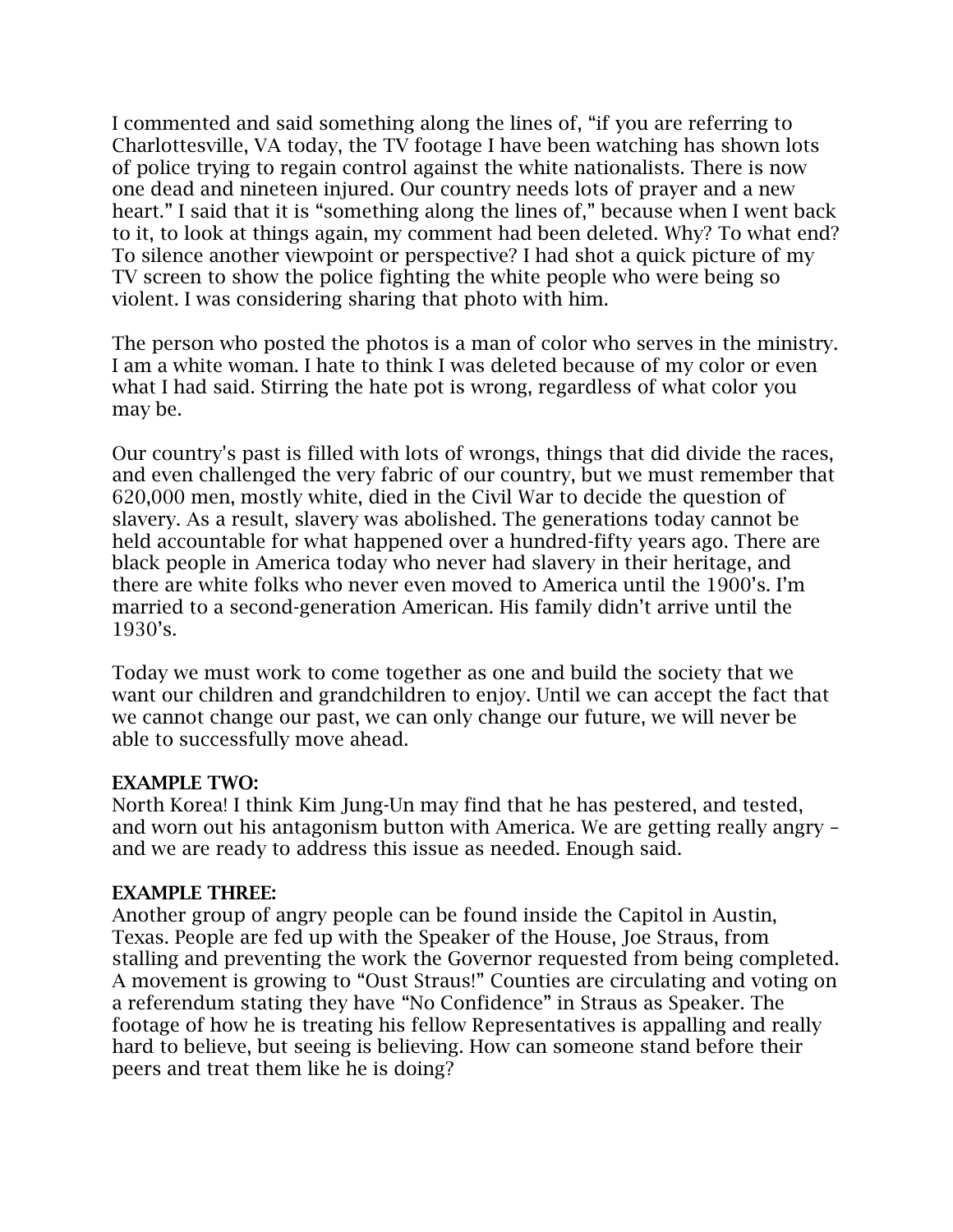I commented and said something along the lines of, "if you are referring to Charlottesville, VA today, the TV footage I have been watching has shown lots of police trying to regain control against the white nationalists. There is now one dead and nineteen injured. Our country needs lots of prayer and a new heart." I said that it is "something along the lines of," because when I went back to it, to look at things again, my comment had been deleted. Why? To what end? To silence another viewpoint or perspective? I had shot a quick picture of my TV screen to show the police fighting the white people who were being so violent. I was considering sharing that photo with him.

The person who posted the photos is a man of color who serves in the ministry. I am a white woman. I hate to think I was deleted because of my color or even what I had said. Stirring the hate pot is wrong, regardless of what color you may be.

Our country's past is filled with lots of wrongs, things that did divide the races, and even challenged the very fabric of our country, but we must remember that 620,000 men, mostly white, died in the Civil War to decide the question of slavery. As a result, slavery was abolished. The generations today cannot be held accountable for what happened over a hundred-fifty years ago. There are black people in America today who never had slavery in their heritage, and there are white folks who never even moved to America until the 1900's. I'm married to a second-generation American. His family didn't arrive until the 1930's.

Today we must work to come together as one and build the society that we want our children and grandchildren to enjoy. Until we can accept the fact that we cannot change our past, we can only change our future, we will never be able to successfully move ahead.

**EXAMPLE TWO:**
North Korea! I think Kim Jung-Un may find that he has pestered, and tested, and worn out his antagonism button with America. We are getting really angry – and we are ready to address this issue as needed. Enough said.

**EXAMPLE THREE:**
Another group of angry people can be found inside the Capitol in Austin, Texas. People are fed up with the Speaker of the House, Joe Straus, from stalling and preventing the work the Governor requested from being completed. A movement is growing to "Oust Straus!" Counties are circulating and voting on a referendum stating they have "No Confidence" in Straus as Speaker. The footage of how he is treating his fellow Representatives is appalling and really hard to believe, but seeing is believing. How can someone stand before their peers and treat them like he is doing?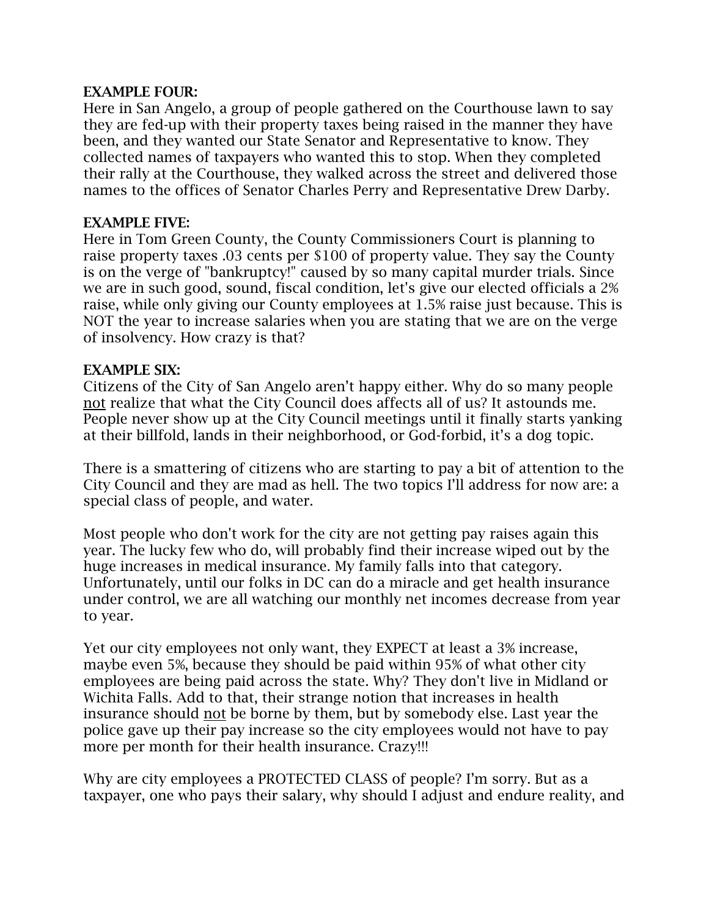**EXAMPLE FOUR:**
Here in San Angelo, a group of people gathered on the Courthouse lawn to say they are fed-up with their property taxes being raised in the manner they have been, and they wanted our State Senator and Representative to know. They collected names of taxpayers who wanted this to stop. When they completed their rally at the Courthouse, they walked across the street and delivered those names to the offices of Senator Charles Perry and Representative Drew Darby.

**EXAMPLE FIVE:**
Here in Tom Green County, the County Commissioners Court is planning to raise property taxes .03 cents per $100 of property value. They say the County is on the verge of "bankruptcy!" caused by so many capital murder trials. Since we are in such good, sound, fiscal condition, let's give our elected officials a 2% raise, while only giving our County employees at 1.5% raise just because. This is NOT the year to increase salaries when you are stating that we are on the verge of insolvency. How crazy is that?

**EXAMPLE SIX:**
Citizens of the City of San Angelo aren't happy either. Why do so many people <u>not</u> realize that what the City Council does affects all of us? It astounds me. People never show up at the City Council meetings until it finally starts yanking at their billfold, lands in their neighborhood, or God-forbid, it's a dog topic.

There is a smattering of citizens who are starting to pay a bit of attention to the City Council and they are mad as hell. The two topics I'll address for now are: a special class of people, and water.

Most people who don't work for the city are not getting pay raises again this year. The lucky few who do, will probably find their increase wiped out by the huge increases in medical insurance. My family falls into that category. Unfortunately, until our folks in DC can do a miracle and get health insurance under control, we are all watching our monthly net incomes decrease from year to year.

Yet our city employees not only want, they EXPECT at least a 3% increase, maybe even 5%, because they should be paid within 95% of what other city employees are being paid across the state. Why? They don't live in Midland or Wichita Falls. Add to that, their strange notion that increases in health insurance should <u>not</u> be borne by them, but by somebody else. Last year the police gave up their pay increase so the city employees would not have to pay more per month for their health insurance. Crazy!!!

Why are city employees a PROTECTED CLASS of people? I'm sorry. But as a taxpayer, one who pays their salary, why should I adjust and endure reality, and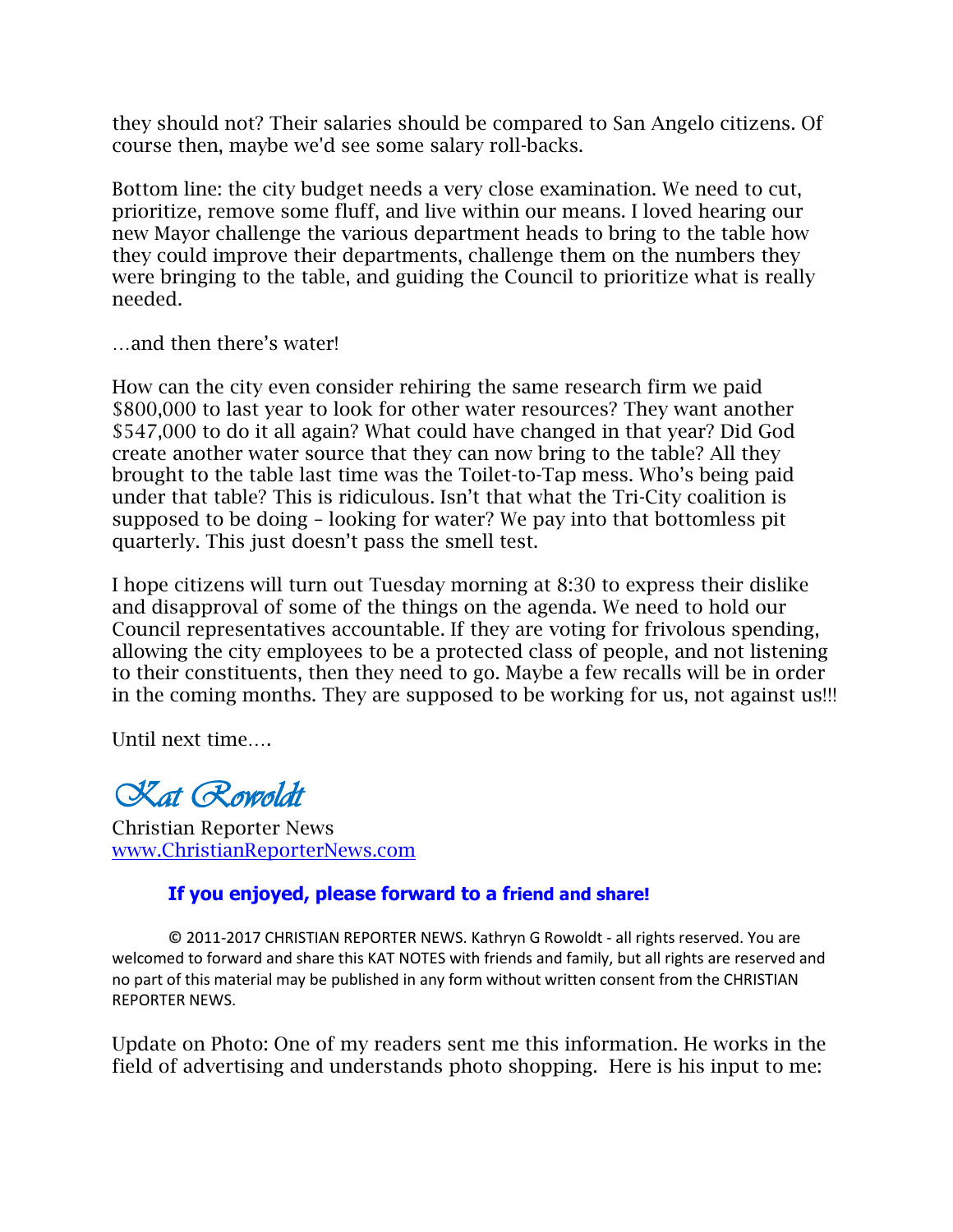they should not? Their salaries should be compared to San Angelo citizens. Of course then, maybe we'd see some salary roll-backs.

Bottom line: the city budget needs a very close examination. We need to cut, prioritize, remove some fluff, and live within our means. I loved hearing our new Mayor challenge the various department heads to bring to the table how they could improve their departments, challenge them on the numbers they were bringing to the table, and guiding the Council to prioritize what is really needed.

…and then there's water!

How can the city even consider rehiring the same research firm we paid $800,000 to last year to look for other water resources? They want another $547,000 to do it all again? What could have changed in that year? Did God create another water source that they can now bring to the table? All they brought to the table last time was the Toilet-to-Tap mess. Who's being paid under that table? This is ridiculous. Isn't that what the Tri-City coalition is supposed to be doing – looking for water? We pay into that bottomless pit quarterly. This just doesn't pass the smell test.

I hope citizens will turn out Tuesday morning at 8:30 to express their dislike and disapproval of some of the things on the agenda. We need to hold our Council representatives accountable. If they are voting for frivolous spending, allowing the city employees to be a protected class of people, and not listening to their constituents, then they need to go. Maybe a few recalls will be in order in the coming months. They are supposed to be working for us, not against us!!!

Until next time….

*Kat Rowoldt*

Christian Reporter News
www.ChristianReporterNews.com

**If you enjoyed, please forward to a friend and share!**

© 2011-2017 CHRISTIAN REPORTER NEWS. Kathryn G Rowoldt - all rights reserved. You are welcomed to forward and share this KAT NOTES with friends and family, but all rights are reserved and no part of this material may be published in any form without written consent from the CHRISTIAN REPORTER NEWS.

Update on Photo: One of my readers sent me this information. He works in the field of advertising and understands photo shopping. Here is his input to me: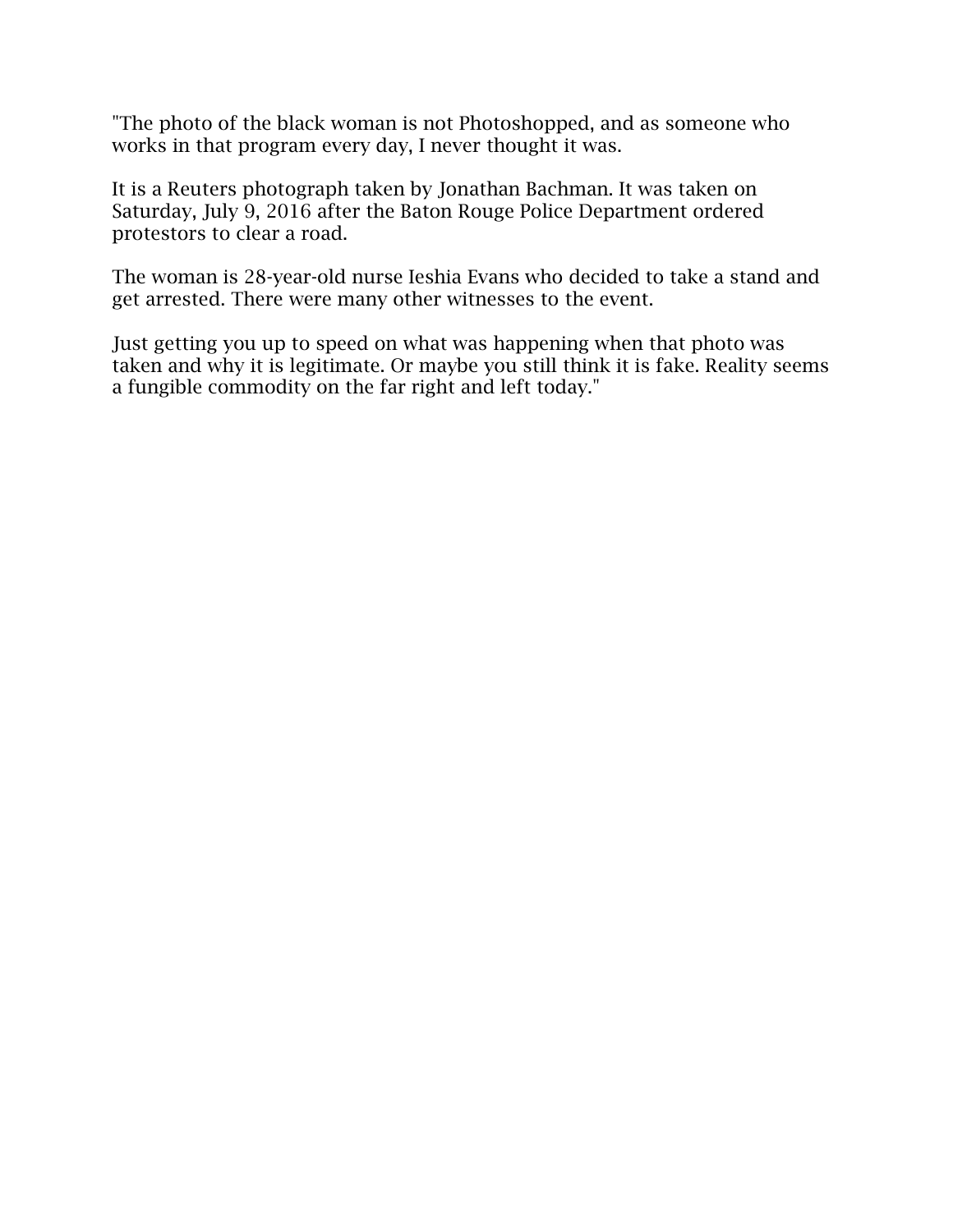"The photo of the black woman is not Photoshopped, and as someone who works in that program every day, I never thought it was.

It is a Reuters photograph taken by Jonathan Bachman. It was taken on Saturday, July 9, 2016 after the Baton Rouge Police Department ordered protestors to clear a road.

The woman is 28-year-old nurse Ieshia Evans who decided to take a stand and get arrested. There were many other witnesses to the event.

Just getting you up to speed on what was happening when that photo was taken and why it is legitimate. Or maybe you still think it is fake. Reality seems a fungible commodity on the far right and left today."